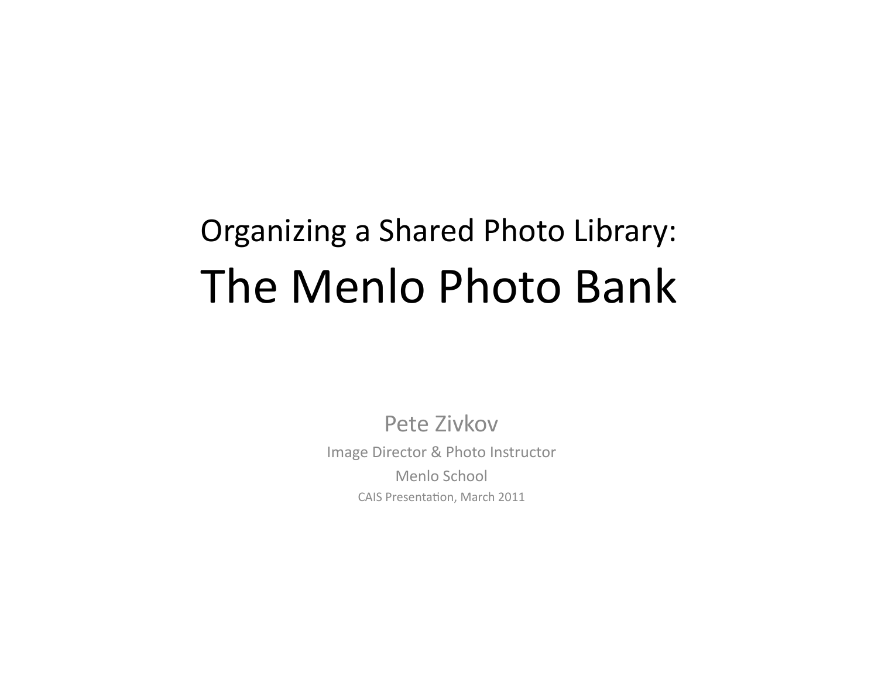## Organizing a Shared Photo Library:

# The Menlo Photo Bank

Pete Zivkov

Image Director & Photo Instructor

Menlo School

CAIS Presentation, March 2011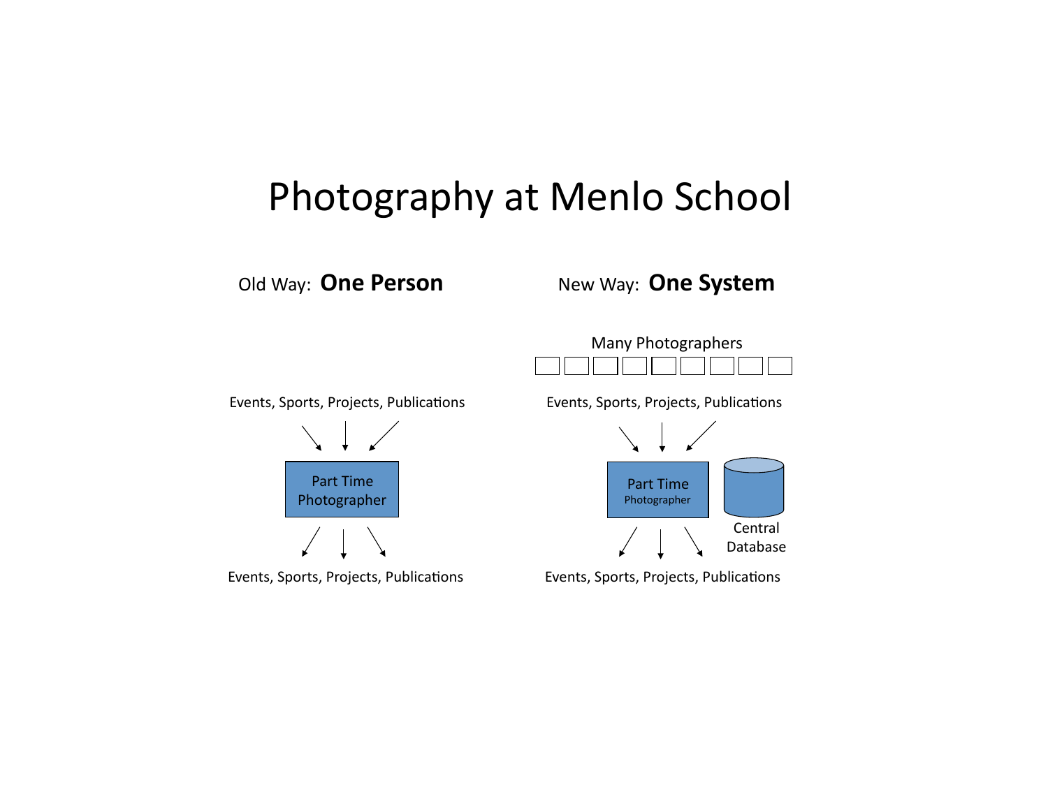# Photography at Menlo School

Old Way: **One Person**

Events, Sports, Projects, Publications

Part Time Photographer

Events, Sports, Projects, Publications

New Way: **One System**

Many Photographers

Events, Sports, Projects, Publications

Part Time Photographer

Central Database

Events, Sports, Projects, Publications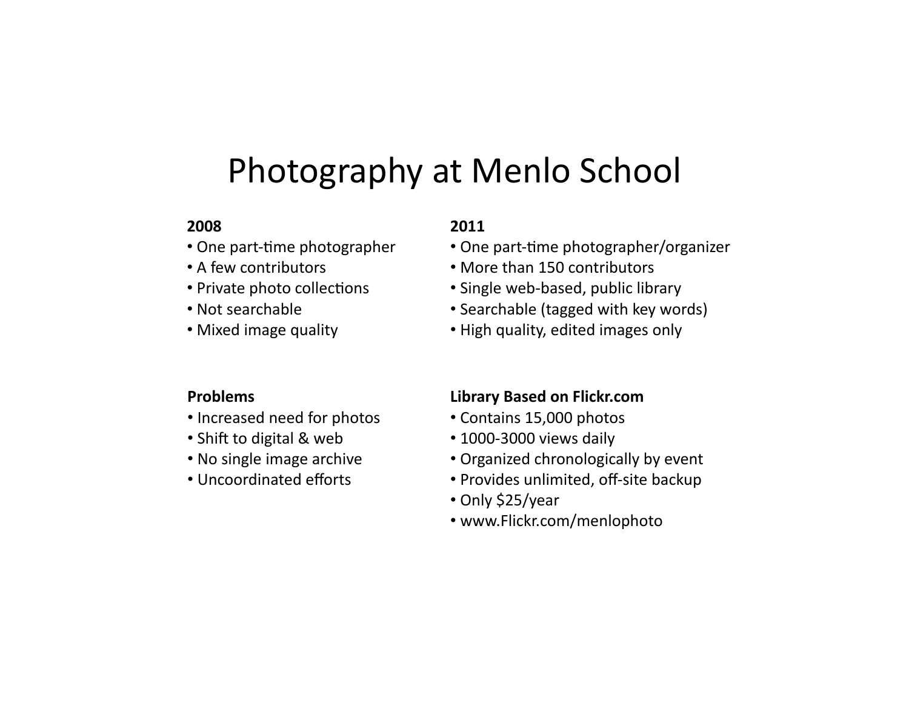# Photography at Menlo School

**2008**
- One part-time photographer
- A few contributors
- Private photo collections
- Not searchable
- Mixed image quality

**2011**
- One part-time photographer/organizer
- More than 150 contributors
- Single web-based, public library
- Searchable (tagged with key words)
- High quality, edited images only

**Problems**
- Increased need for photos
- Shift to digital & web
- No single image archive
- Uncoordinated efforts

**Library Based on Flickr.com**
- Contains 15,000 photos
- 1000-3000 views daily
- Organized chronologically by event
- Provides unlimited, off-site backup
- Only $25/year
- www.Flickr.com/menlophoto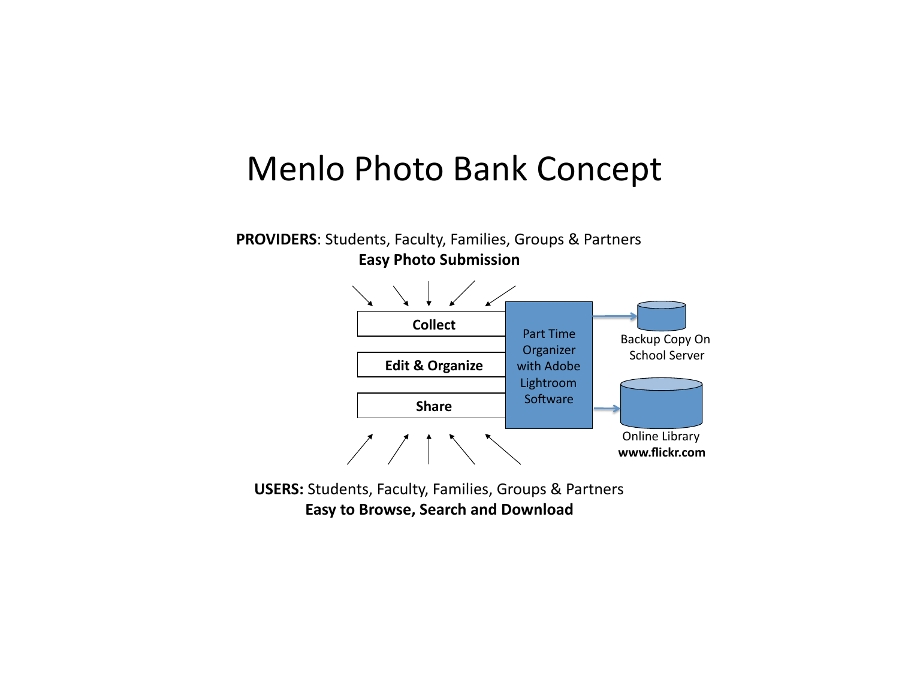# Menlo Photo Bank Concept

**PROVIDERS**: Students, Faculty, Families, Groups & Partners

**Easy Photo Submission**

**Collect**

**Edit & Organize**

**Share**

Part Time Organizer with Adobe Lightroom Software

Backup Copy On School Server

Online Library **www.flickr.com**

**USERS:** Students, Faculty, Families, Groups & Partners

**Easy to Browse, Search and Download**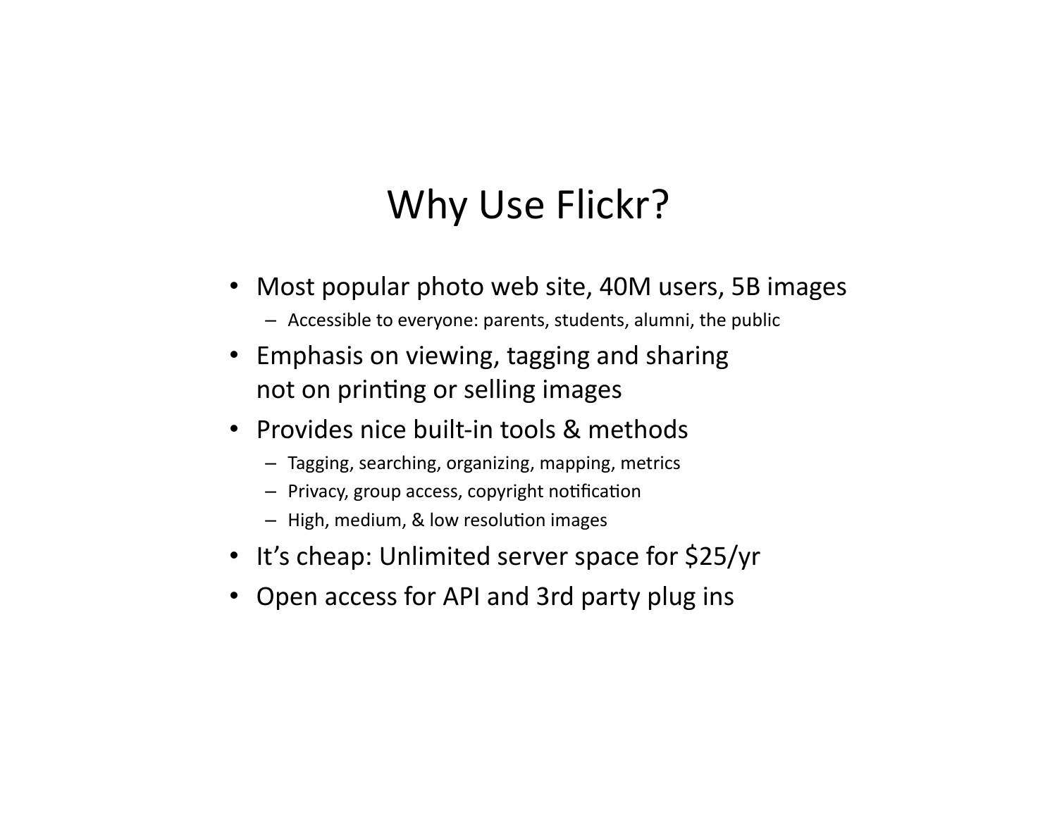# Why Use Flickr?

- Most popular photo web site, 40M users, 5B images
  - Accessible to everyone: parents, students, alumni, the public
- Emphasis on viewing, tagging and sharing not on printing or selling images
- Provides nice built-in tools & methods
  - Tagging, searching, organizing, mapping, metrics
  - Privacy, group access, copyright notification
  - High, medium, & low resolution images
- It's cheap: Unlimited server space for $25/yr
- Open access for API and 3rd party plug ins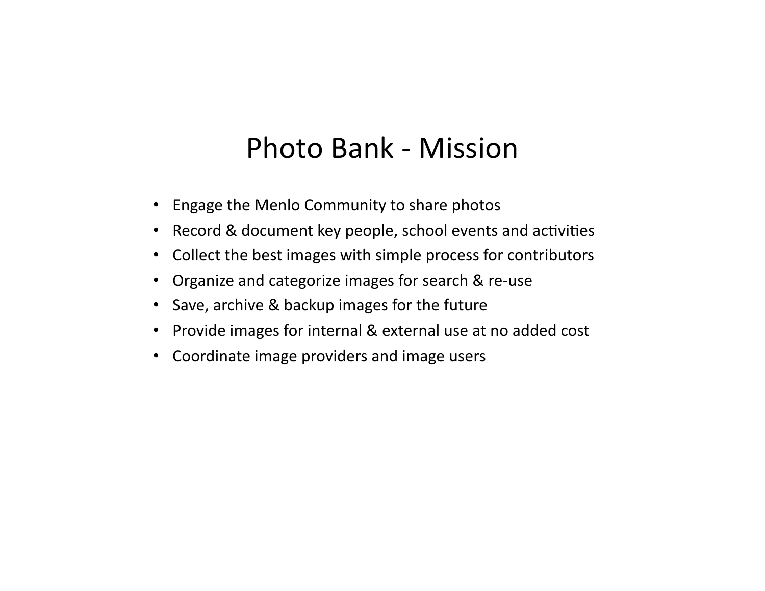# Photo Bank - Mission

- Engage the Menlo Community to share photos
- Record & document key people, school events and activities
- Collect the best images with simple process for contributors
- Organize and categorize images for search & re-use
- Save, archive & backup images for the future
- Provide images for internal & external use at no added cost
- Coordinate image providers and image users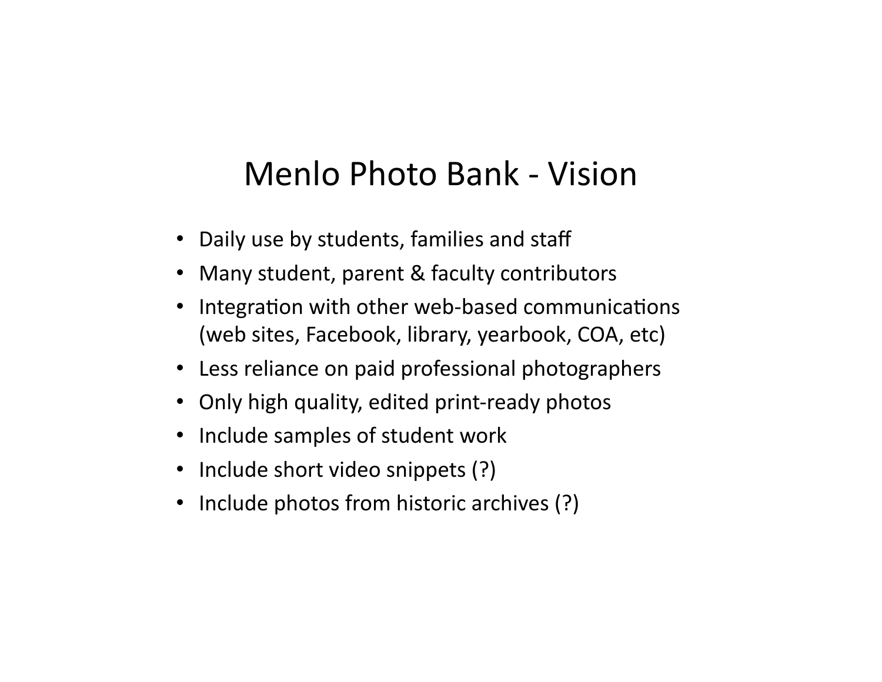# Menlo Photo Bank - Vision

- Daily use by students, families and staff
- Many student, parent & faculty contributors
- Integration with other web-based communications (web sites, Facebook, library, yearbook, COA, etc)
- Less reliance on paid professional photographers
- Only high quality, edited print-ready photos
- Include samples of student work
- Include short video snippets (?)
- Include photos from historic archives (?)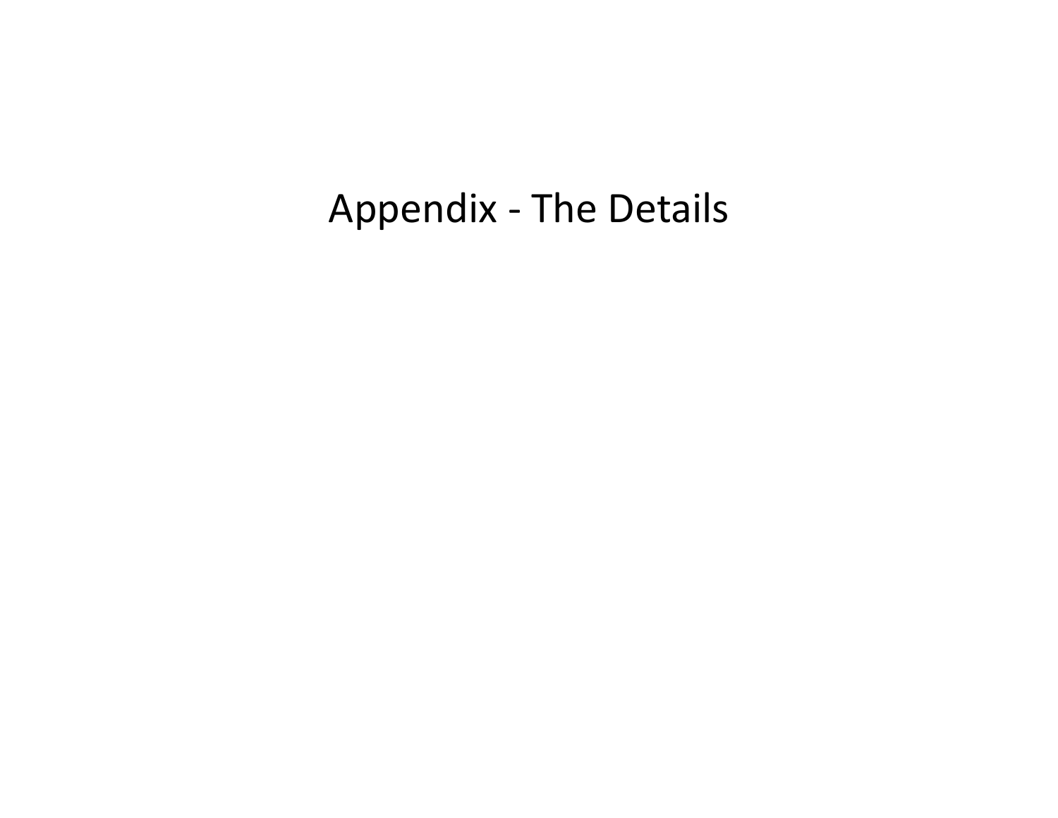# Appendix - The Details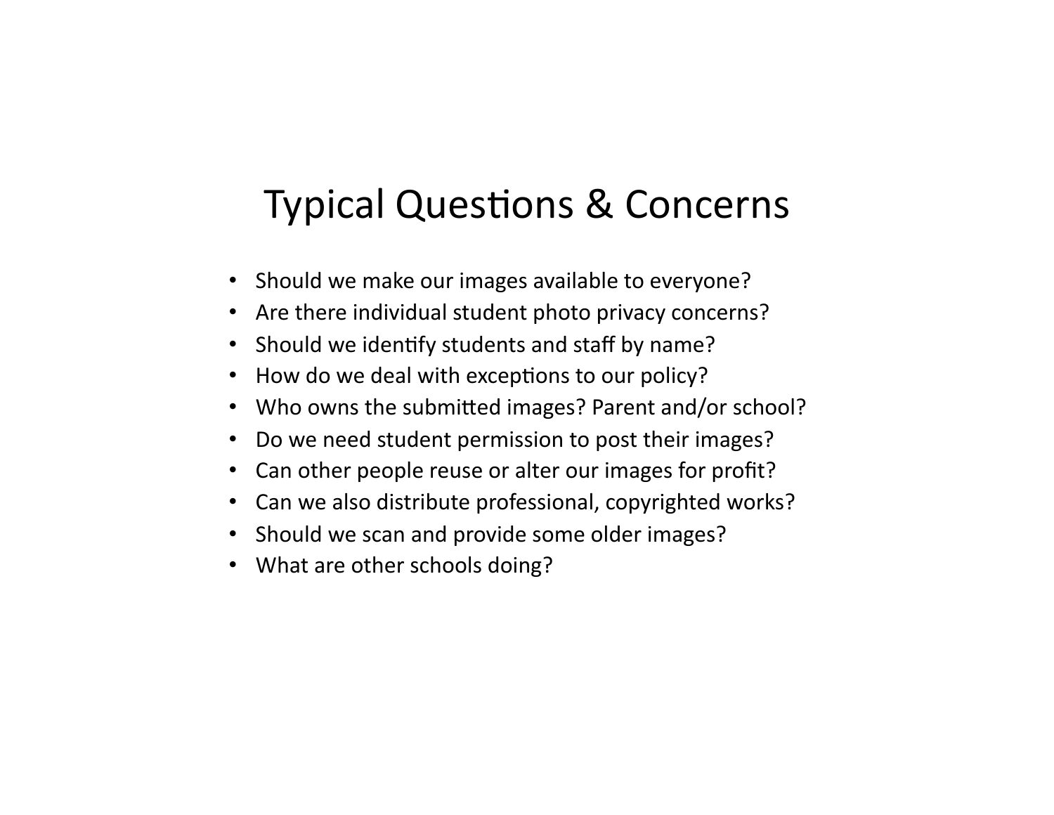# Typical Questions & Concerns

- Should we make our images available to everyone?
- Are there individual student photo privacy concerns?
- Should we identify students and staff by name?
- How do we deal with exceptions to our policy?
- Who owns the submitted images? Parent and/or school?
- Do we need student permission to post their images?
- Can other people reuse or alter our images for profit?
- Can we also distribute professional, copyrighted works?
- Should we scan and provide some older images?
- What are other schools doing?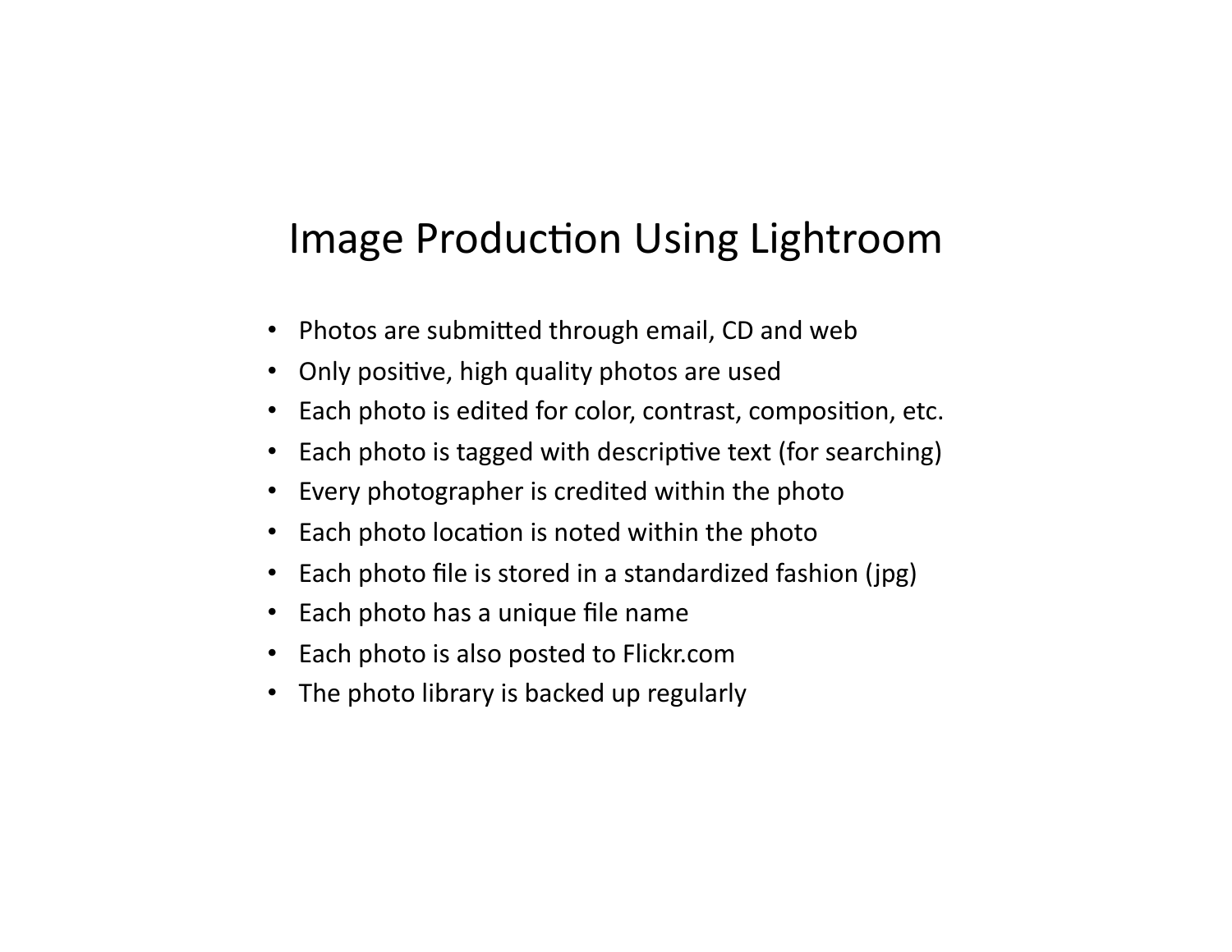# Image Production Using Lightroom

- Photos are submitted through email, CD and web
- Only positive, high quality photos are used
- Each photo is edited for color, contrast, composition, etc.
- Each photo is tagged with descriptive text (for searching)
- Every photographer is credited within the photo
- Each photo location is noted within the photo
- Each photo file is stored in a standardized fashion (jpg)
- Each photo has a unique file name
- Each photo is also posted to Flickr.com
- The photo library is backed up regularly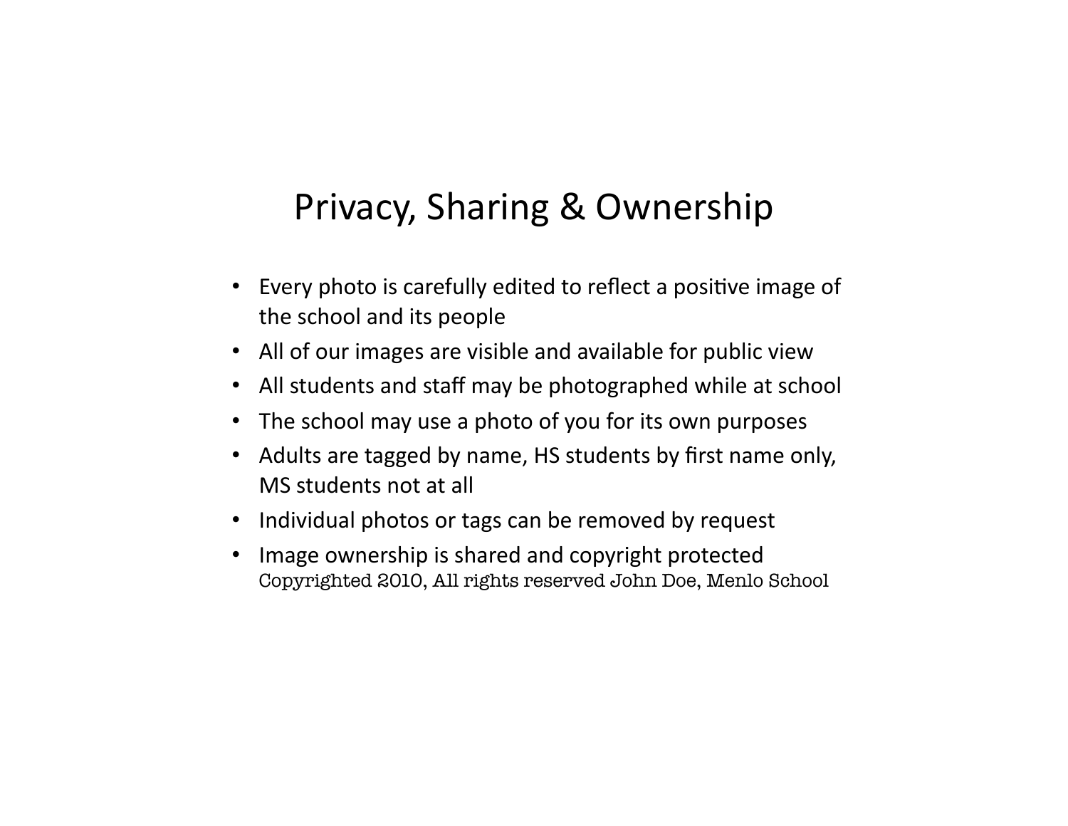# Privacy, Sharing & Ownership

- Every photo is carefully edited to reflect a positive image of the school and its people
- All of our images are visible and available for public view
- All students and staff may be photographed while at school
- The school may use a photo of you for its own purposes
- Adults are tagged by name, HS students by first name only, MS students not at all
- Individual photos or tags can be removed by request
- Image ownership is shared and copyright protected

Copyrighted 2010, All rights reserved John Doe, Menlo School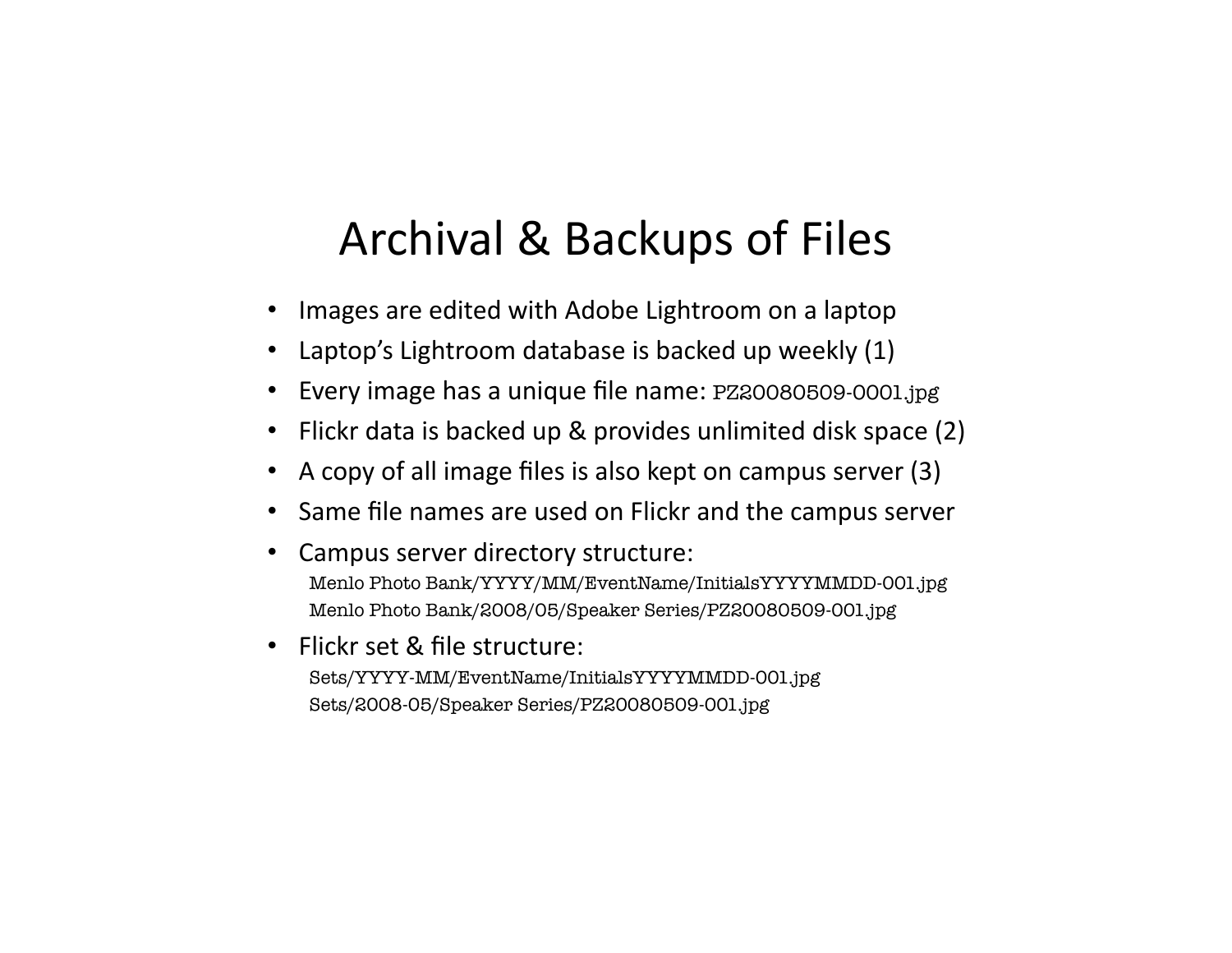# Archival & Backups of Files

- Images are edited with Adobe Lightroom on a laptop
- Laptop's Lightroom database is backed up weekly (1)
- Every image has a unique file name: `PZ20080509-0001.jpg`
- Flickr data is backed up & provides unlimited disk space (2)
- A copy of all image files is also kept on campus server (3)
- Same file names are used on Flickr and the campus server
- Campus server directory structure:
  `Menlo Photo Bank/YYYY/MM/EventName/InitialsYYYYMMDD-001.jpg`
  `Menlo Photo Bank/2008/05/Speaker Series/PZ20080509-001.jpg`
- Flickr set & file structure:
  `Sets/YYYY-MM/EventName/InitialsYYYYMMDD-001.jpg`
  `Sets/2008-05/Speaker Series/PZ20080509-001.jpg`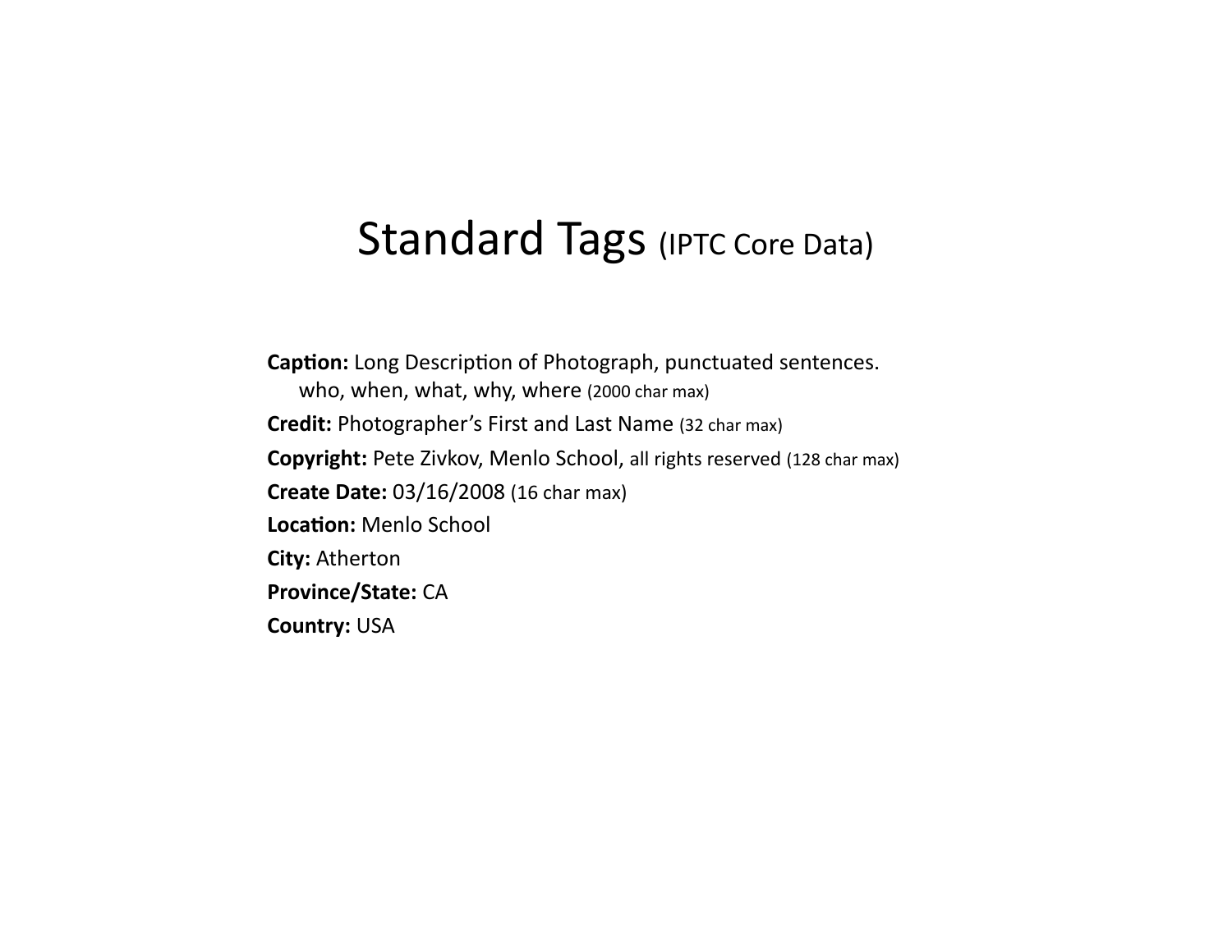# Standard Tags (IPTC Core Data)

**Caption:** Long Description of Photograph, punctuated sentences.
who, when, what, why, where (2000 char max)

**Credit:** Photographer's First and Last Name (32 char max)

**Copyright:** Pete Zivkov, Menlo School, all rights reserved (128 char max)

**Create Date:** 03/16/2008 (16 char max)

**Location:** Menlo School

**City:** Atherton

**Province/State:** CA

**Country:** USA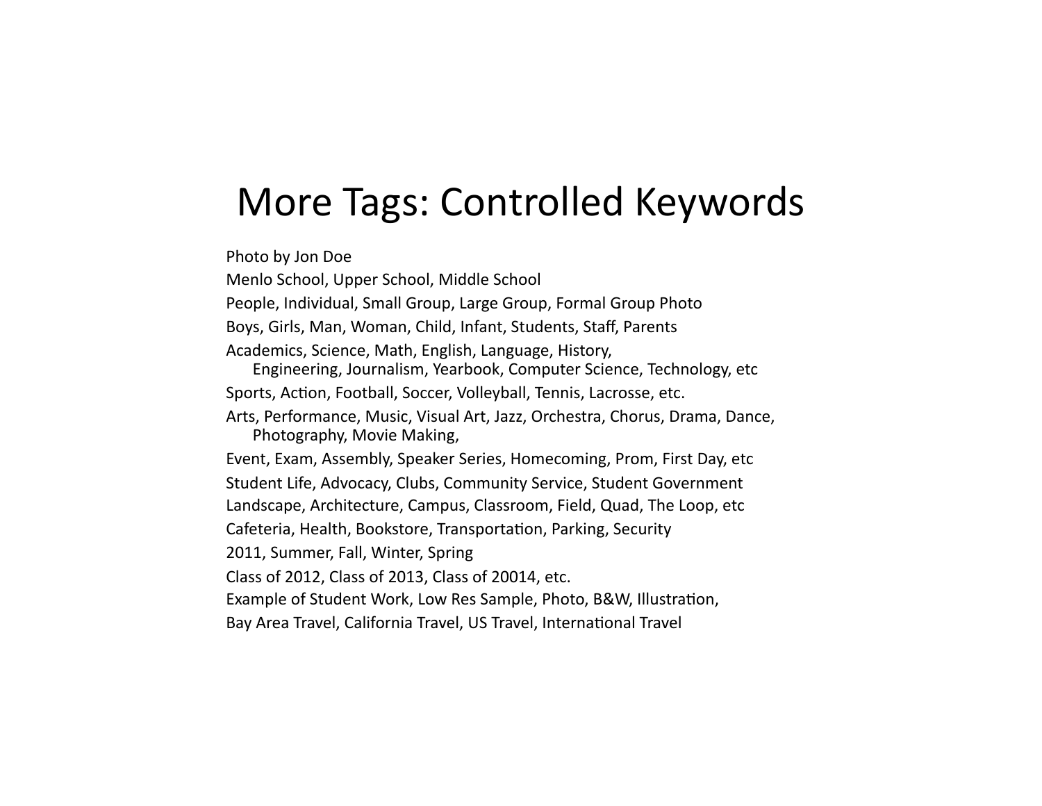# More Tags: Controlled Keywords

Photo by Jon Doe

Menlo School, Upper School, Middle School

People, Individual, Small Group, Large Group, Formal Group Photo

Boys, Girls, Man, Woman, Child, Infant, Students, Staff, Parents

Academics, Science, Math, English, Language, History,
Engineering, Journalism, Yearbook, Computer Science, Technology, etc

Sports, Action, Football, Soccer, Volleyball, Tennis, Lacrosse, etc.

Arts, Performance, Music, Visual Art, Jazz, Orchestra, Chorus, Drama, Dance,
Photography, Movie Making,

Event, Exam, Assembly, Speaker Series, Homecoming, Prom, First Day, etc

Student Life, Advocacy, Clubs, Community Service, Student Government

Landscape, Architecture, Campus, Classroom, Field, Quad, The Loop, etc

Cafeteria, Health, Bookstore, Transportation, Parking, Security

2011, Summer, Fall, Winter, Spring

Class of 2012, Class of 2013, Class of 20014, etc.

Example of Student Work, Low Res Sample, Photo, B&W, Illustration,

Bay Area Travel, California Travel, US Travel, International Travel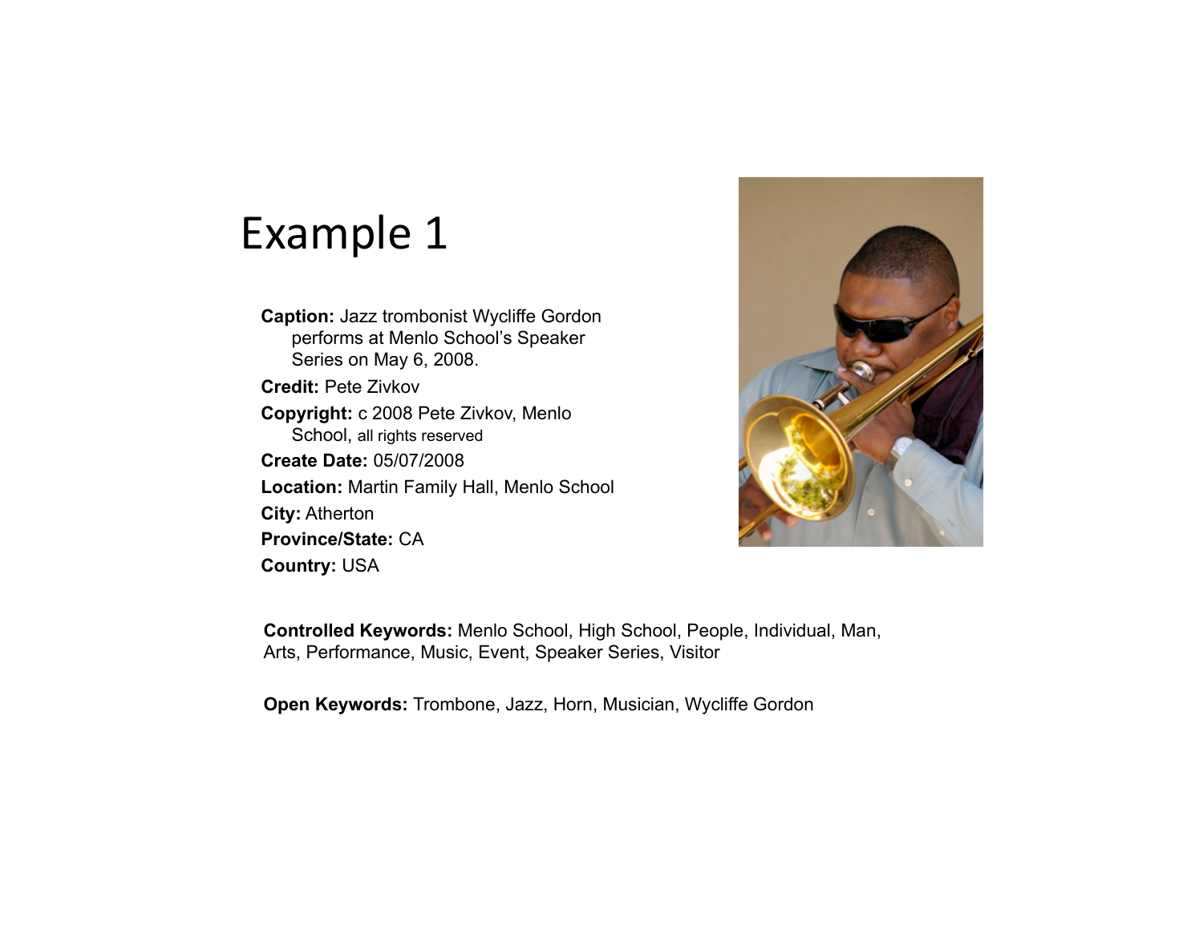# Example 1

**Caption:** Jazz trombonist Wycliffe Gordon performs at Menlo School's Speaker Series on May 6, 2008.

**Credit:** Pete Zivkov

**Copyright:** c 2008 Pete Zivkov, Menlo School, all rights reserved

**Create Date:** 05/07/2008

**Location:** Martin Family Hall, Menlo School

**City:** Atherton

**Province/State:** CA

**Country:** USA

**Controlled Keywords:** Menlo School, High School, People, Individual, Man, Arts, Performance, Music, Event, Speaker Series, Visitor

**Open Keywords:** Trombone, Jazz, Horn, Musician, Wycliffe Gordon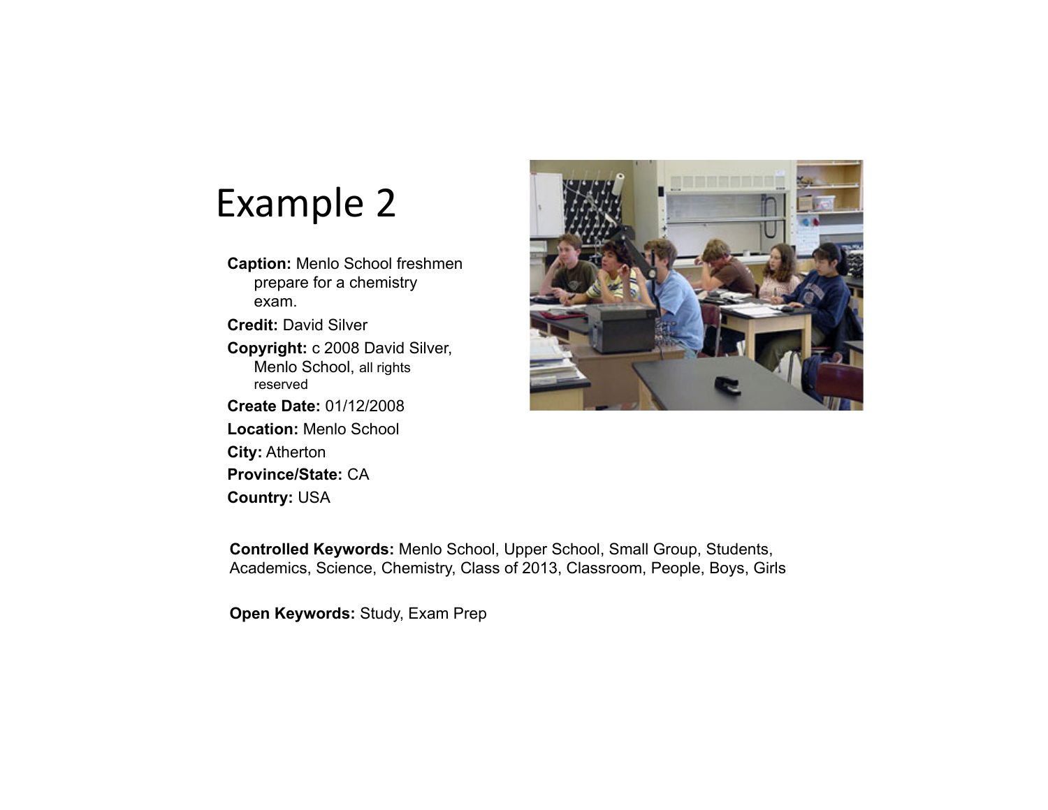# Example 2

**Caption:** Menlo School freshmen prepare for a chemistry exam.

**Credit:** David Silver

**Copyright:** c 2008 David Silver, Menlo School, all rights reserved

**Create Date:** 01/12/2008

**Location:** Menlo School

**City:** Atherton

**Province/State:** CA

**Country:** USA

**Controlled Keywords:** Menlo School, Upper School, Small Group, Students, Academics, Science, Chemistry, Class of 2013, Classroom, People, Boys, Girls

**Open Keywords:** Study, Exam Prep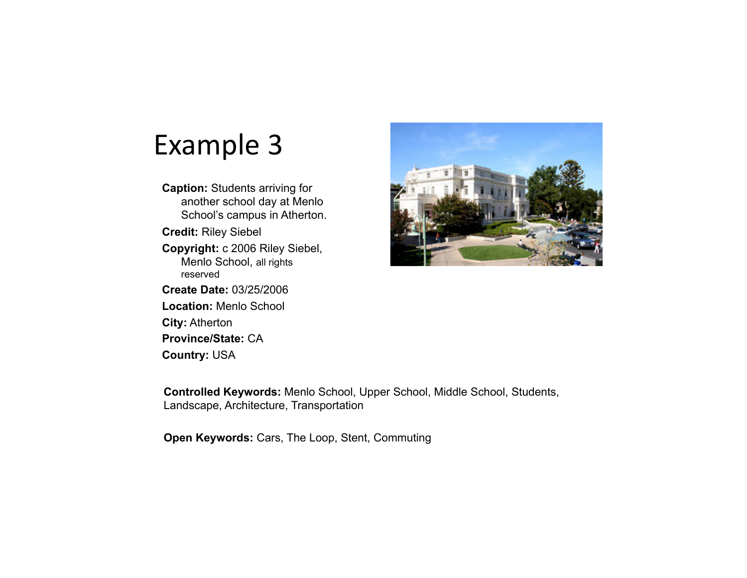# Example 3

**Caption:** Students arriving for another school day at Menlo School's campus in Atherton.

**Credit:** Riley Siebel

**Copyright:** c 2006 Riley Siebel, Menlo School, all rights reserved

**Create Date:** 03/25/2006

**Location:** Menlo School

**City:** Atherton

**Province/State:** CA

**Country:** USA

**Controlled Keywords:** Menlo School, Upper School, Middle School, Students, Landscape, Architecture, Transportation

**Open Keywords:** Cars, The Loop, Stent, Commuting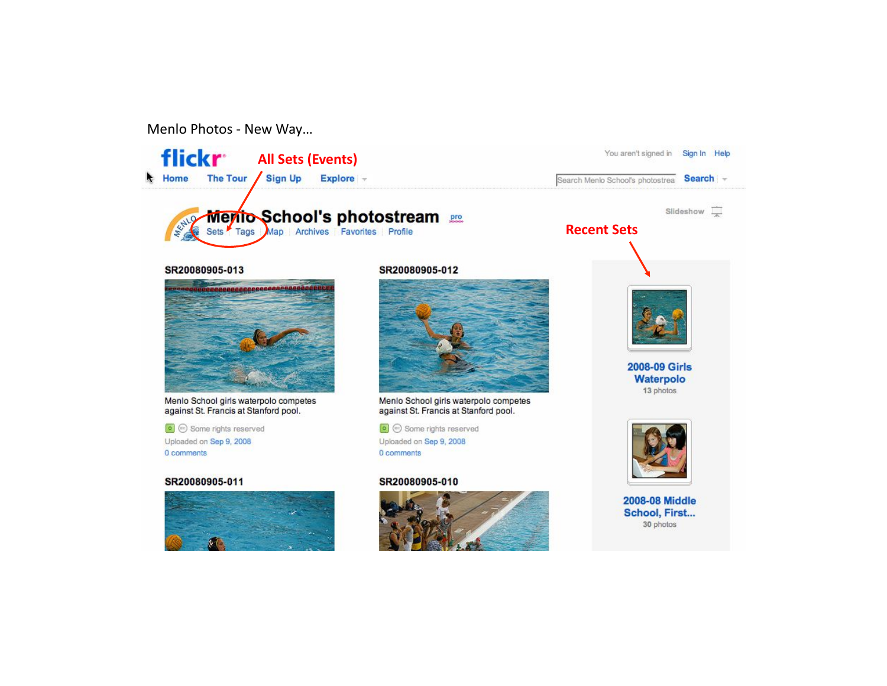Menlo Photos - New Way…

flickr

Home The Tour Sign Up Explore

You aren't signed in Sign In Help

Search Menlo School's photostream Search

All Sets (Events)

Menlo School's photostream pro

Sets Tags Map Archives Favorites Profile

Slideshow

Recent Sets

SR20080905-013

Menlo School girls waterpolo competes against St. Francis at Stanford pool.

Some rights reserved

Uploaded on Sep 9, 2008

0 comments

SR20080905-012

Menlo School girls waterpolo competes against St. Francis at Stanford pool.

Some rights reserved

Uploaded on Sep 9, 2008

0 comments

SR20080905-011

SR20080905-010

2008-09 Girls Waterpolo

13 photos

2008-08 Middle School, First…

30 photos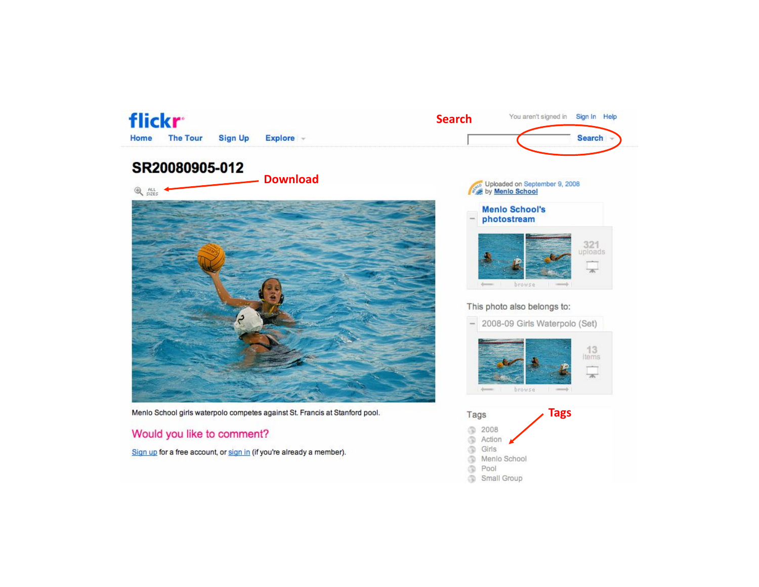flickr

Home The Tour Sign Up Explore

Search

You aren't signed in Sign In Help

Search

# SR20080905-012

Download

ALL SIZES

Menlo School girls waterpolo competes against St. Francis at Stanford pool.

Would you like to comment?

Sign up for a free account, or sign in (if you're already a member).

Uploaded on September 9, 2008 by Menlo School

Menlo School's photostream

321 uploads

browse

This photo also belongs to:

2008-09 Girls Waterpolo (Set)

13 Items

browse

Tags

Tags

- 2008
- Action
- Girls
- Menlo School
- Pool
- Small Group